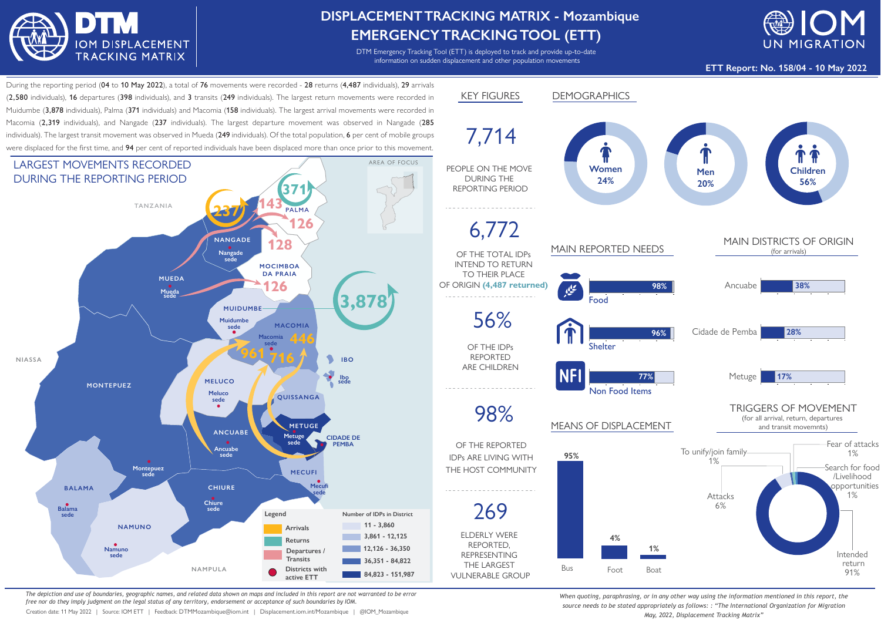# DISPLACEMENT TRACKING MATRIX - Mozambique
# EMERGENCY TRACKING TOOL (ETT)

DTM Emergency Tracking Tool (ETT) is deployed to track and provide up-to-date information on sudden displacement and other population movements

**ETT Report: No. 158/04 - 10 May 2022**

During the reporting period (**04** to **10 May 2022**), a total of **76** movements were recorded - **28** returns (**4,487** individuals), **29** arrivals (**2,580** individuals), **16** departures (**398** individuals), and **3** transits (**249** individuals). The largest return movements were recorded in Muidumbe (**3,878** individuals), Palma (**371** individuals) and Macomia (**158** individuals). The largest arrival movements were recorded in Macomia (**2,319** individuals), and Nangade (**237** individuals). The largest departure movement was observed in Nangade (**285** individuals). The largest transit movement was observed in Mueda (**249** individuals). Of the total population, **6** per cent of mobile groups were displaced for the first time, and **94** per cent of reported individuals have been displaced more than once prior to this movement.

## LARGEST MOVEMENTS RECORDED DURING THE REPORTING PERIOD

Legend: Arrivals; Returns; Departures / Transits; Districts with active ETT

| Number of IDPs in District |
|---|
| 11 - 3,860 |
| 3,861 - 12,125 |
| 12,126 - 36,350 |
| 36,351 - 84,822 |
| 84,823 - 151,987 |

## KEY FIGURES

**7,714** PEOPLE ON THE MOVE DURING THE REPORTING PERIOD

**6,772** OF THE TOTAL IDPs INTEND TO RETURN TO THEIR PLACE OF ORIGIN **(4,487 returned)**

**56%** OF THE IDPs REPORTED ARE CHILDREN

**98%** OF THE REPORTED IDPs ARE LIVING WITH THE HOST COMMUNITY

**269** ELDERLY WERE REPORTED, REPRESENTING THE LARGEST VULNERABLE GROUP

## DEMOGRAPHICS

- Women 24%
- Men 20%
- Children 56%

## MAIN REPORTED NEEDS

| Need | % |
|---|---|
| Food | 98% |
| Shelter | 96% |
| Non Food Items | 77% |

## MAIN DISTRICTS OF ORIGIN
(for arrivals)

| District | % |
|---|---|
| Ancuabe | 38% |
| Cidade de Pemba | 28% |
| Metuge | 17% |

## MEANS OF DISPLACEMENT

| Means | % |
|---|---|
| Bus | 95% |
| Foot | 4% |
| Boat | 1% |

## TRIGGERS OF MOVEMENT
(for all arrival, return, departures and transit movemnts)

| Trigger | % |
|---|---|
| Intended return | 91% |
| Attacks | 6% |
| To unify/join family | 1% |
| Fear of attacks | 1% |
| Search for food /Livelihood opportunities | 1% |

*The depiction and use of boundaries, geographic names, and related data shown on maps and included in this report are not warranted to be error free nor do they imply judgment on the legal status of any territory, endorsement or acceptance of such boundaries by IOM.*

Creation date: 11 May 2022 | Source: IOM ETT | Feedback: DTMMozambique@iom.int | Displacement.iom.int/Mozambique | @IOM_Mozambique

*When quoting, paraphrasing, or in any other way using the information mentioned in this report, the source needs to be stated appropriately as follows: : "The International Organization for Migration May, 2022, Displacement Tracking Matrix"*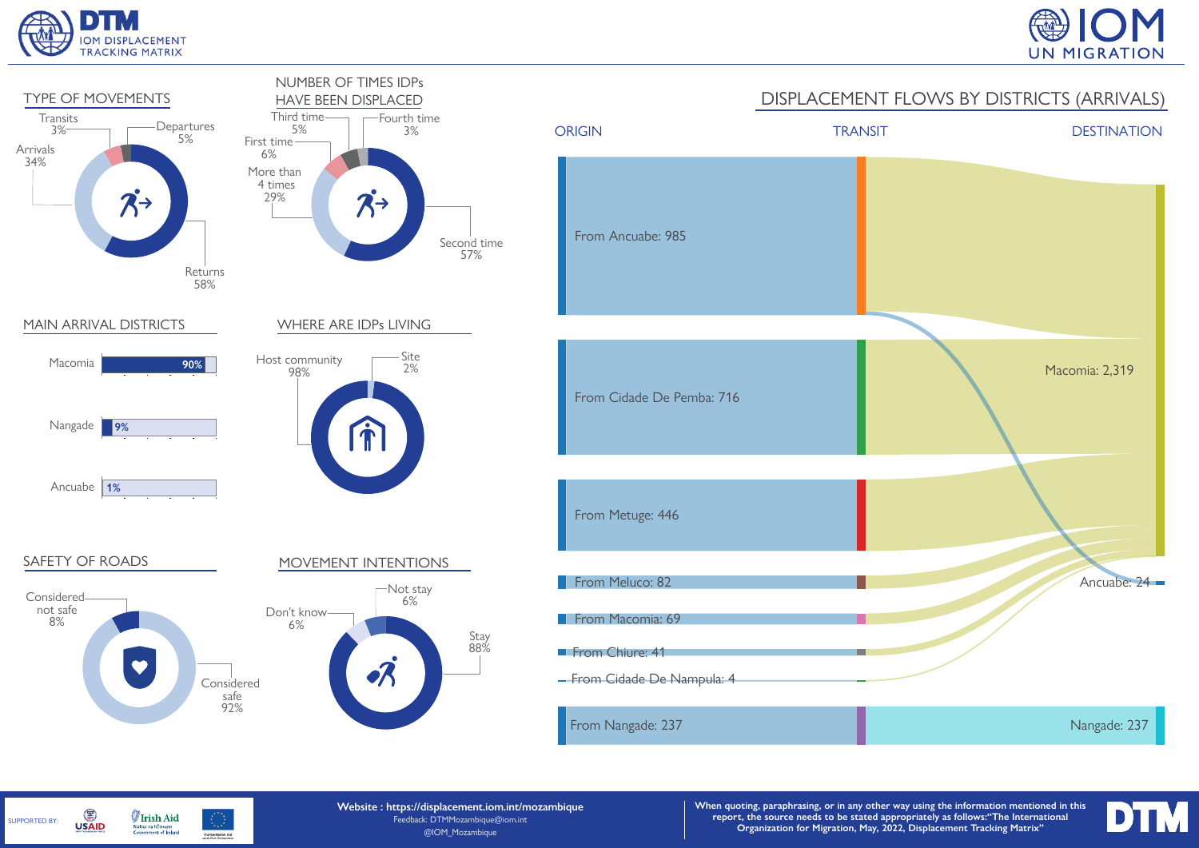## TYPE OF MOVEMENTS

| Type | Percentage |
|---|---|
| Returns | 58% |
| Arrivals | 34% |
| Departures | 5% |
| Transits | 3% |

## NUMBER OF TIMES IDPs HAVE BEEN DISPLACED

| Times displaced | Percentage |
|---|---|
| First time | 6% |
| Second time | 57% |
| Third time | 5% |
| Fourth time | 3% |
| More than 4 times | 29% |

## DISPLACEMENT FLOWS BY DISTRICTS (ARRIVALS)

ORIGIN — TRANSIT — DESTINATION

| Origin | Count |
|---|---|
| From Ancuabe | 985 |
| From Cidade De Pemba | 716 |
| From Metuge | 446 |
| From Meluco | 82 |
| From Macomia | 69 |
| From Chiure | 41 |
| From Cidade De Nampula | 4 |
| From Nangade | 237 |

| Destination | Count |
|---|---|
| Macomia | 2,319 |
| Ancuabe | 24 |
| Nangade | 237 |

## MAIN ARRIVAL DISTRICTS

| District | Percentage |
|---|---|
| Macomia | 90% |
| Nangade | 9% |
| Ancuabe | 1% |

## WHERE ARE IDPs LIVING

| Location | Percentage |
|---|---|
| Host community | 98% |
| Site | 2% |

## SAFETY OF ROADS

| Perception | Percentage |
|---|---|
| Considered safe | 92% |
| Considered not safe | 8% |

## MOVEMENT INTENTIONS

| Intention | Percentage |
|---|---|
| Stay | 88% |
| Not stay | 6% |
| Don't know | 6% |

SUPPORTED BY: USAID, Irish Aid, European Union Humanitarian Aid and Civil Protection

**Website : https://displacement.iom.int/mozambique**
Feedback: DTMMozambique@iom.int
@IOM_Mozambique

**When quoting, paraphrasing, or in any other way using the information mentioned in this report, the source needs to be stated appropriately as follows:"The International Organization for Migration, May, 2022, Displacement Tracking Matrix"**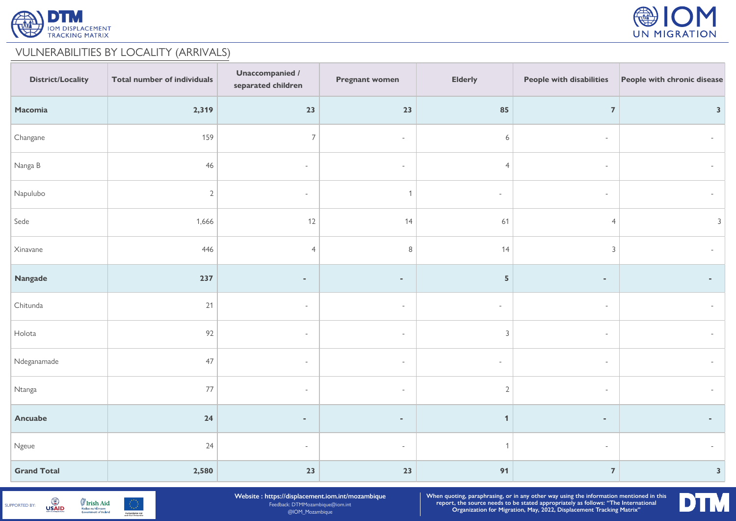## VULNERABILITIES BY LOCALITY (ARRIVALS)

| District/Locality | Total number of individuals | Unaccompanied / separated children | Pregnant women | Elderly | People with disabilities | People with chronic disease |
|---|---|---|---|---|---|---|
| **Macomia** | **2,319** | **23** | **23** | **85** | **7** | **3** |
| Changane | 159 | 7 | - | 6 | - | - |
| Nanga B | 46 | - | - | 4 | - | - |
| Napulubo | 2 | - | 1 | - | - | - |
| Sede | 1,666 | 12 | 14 | 61 | 4 | 3 |
| Xinavane | 446 | 4 | 8 | 14 | 3 | - |
| **Nangade** | **237** | **-** | **-** | **5** | **-** | **-** |
| Chitunda | 21 | - | - | - | - | - |
| Holota | 92 | - | - | 3 | - | - |
| Ndeganamade | 47 | - | - | - | - | - |
| Ntanga | 77 | - | - | 2 | - | - |
| **Ancuabe** | **24** | **-** | **-** | **1** | **-** | **-** |
| Ngeue | 24 | - | - | 1 | - | - |
| **Grand Total** | **2,580** | **23** | **23** | **91** | **7** | **3** |

SUPPORTED BY: USAID, Irish Aid, European Union Humanitarian Aid and Civil Protection

Website : https://displacement.iom.int/mozambique
Feedback: DTMMozambique@iom.int
@IOM_Mozambique

When quoting, paraphrasing, or in any other way using the information mentioned in this report, the source needs to be stated appropriately as follows: "The International Organization for Migration, May, 2022, Displacement Tracking Matrix"